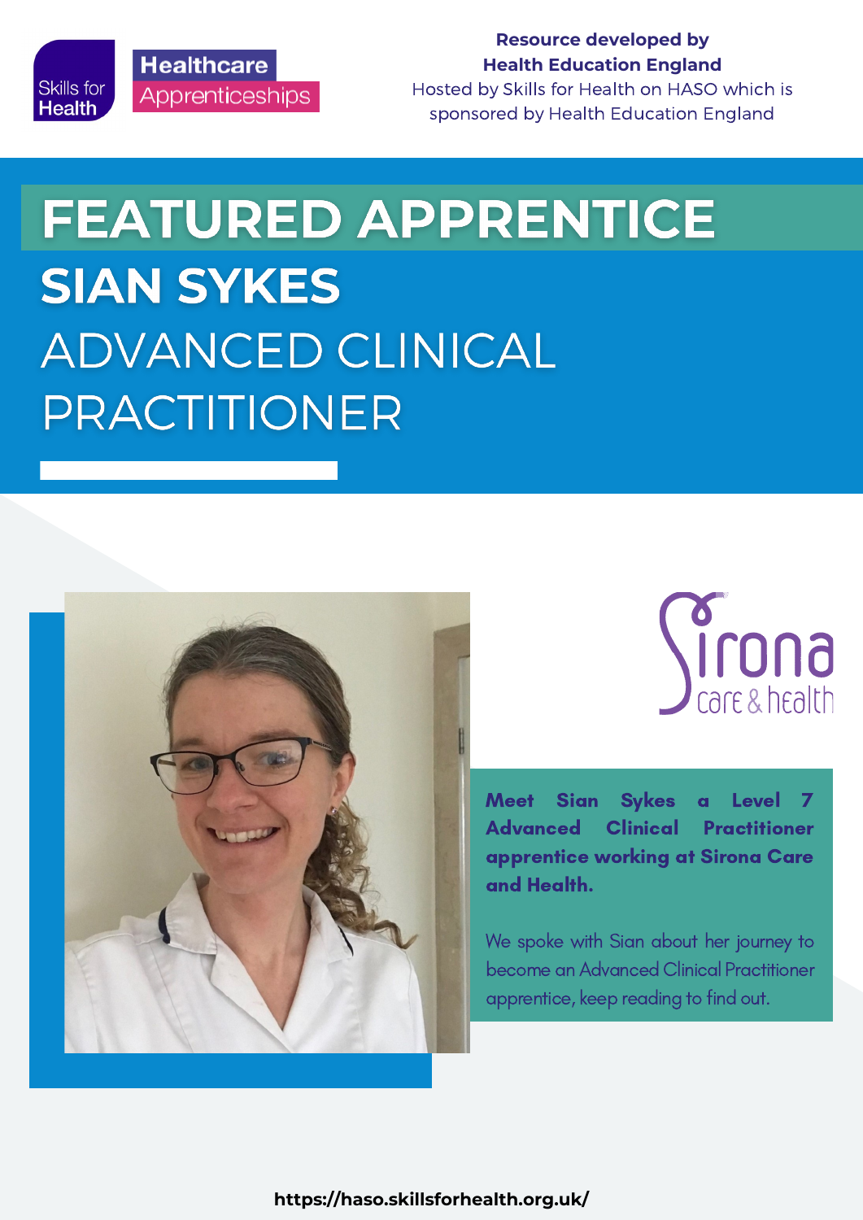Skills for Health

Healthcare Apprenticeships

**Resource developed by Health Education England**
Hosted by Skills for Health on HASO which is sponsored by Health Education England

# FEATURED APPRENTICE

## SIAN SYKES

## ADVANCED CLINICAL PRACTITIONER

Sirona care & health

**Meet Sian Sykes a Level 7 Advanced Clinical Practitioner apprentice working at Sirona Care and Health.**

We spoke with Sian about her journey to become an Advanced Clinical Practitioner apprentice, keep reading to find out.

**https://haso.skillsforhealth.org.uk/**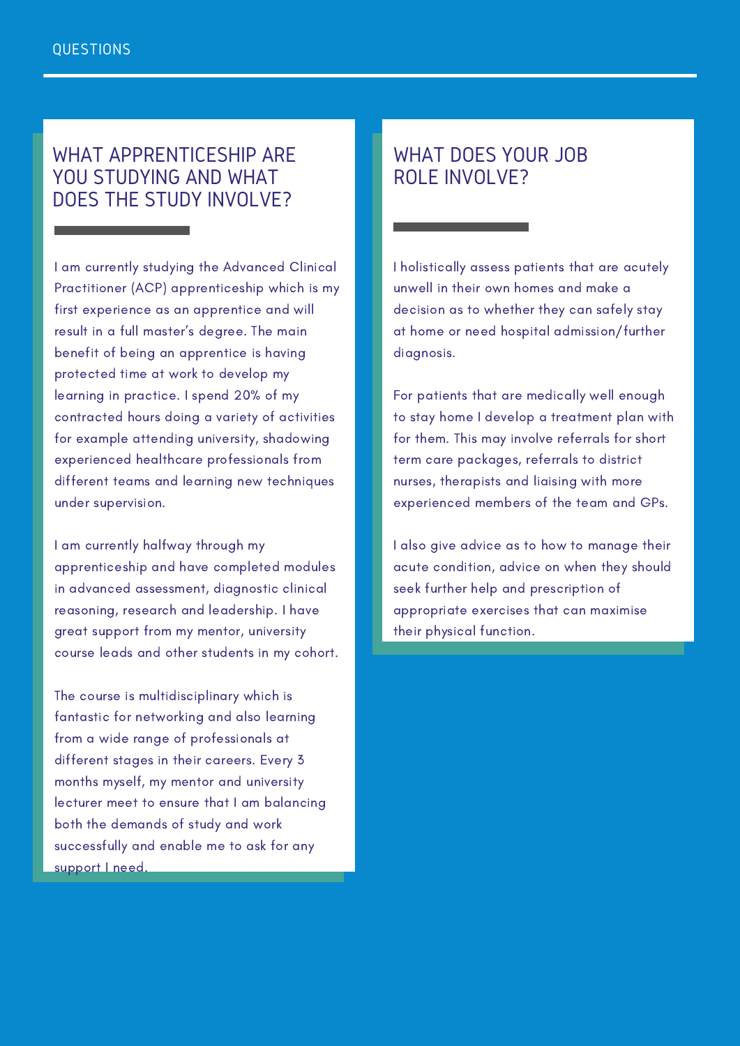QUESTIONS

## WHAT APPRENTICESHIP ARE YOU STUDYING AND WHAT DOES THE STUDY INVOLVE?

I am currently studying the Advanced Clinical Practitioner (ACP) apprenticeship which is my first experience as an apprentice and will result in a full master's degree. The main benefit of being an apprentice is having protected time at work to develop my learning in practice. I spend 20% of my contracted hours doing a variety of activities for example attending university, shadowing experienced healthcare professionals from different teams and learning new techniques under supervision.

I am currently halfway through my apprenticeship and have completed modules in advanced assessment, diagnostic clinical reasoning, research and leadership. I have great support from my mentor, university course leads and other students in my cohort.

The course is multidisciplinary which is fantastic for networking and also learning from a wide range of professionals at different stages in their careers. Every 3 months myself, my mentor and university lecturer meet to ensure that I am balancing both the demands of study and work successfully and enable me to ask for any support I need.

## WHAT DOES YOUR JOB ROLE INVOLVE?

I holistically assess patients that are acutely unwell in their own homes and make a decision as to whether they can safely stay at home or need hospital admission/further diagnosis.

For patients that are medically well enough to stay home I develop a treatment plan with for them. This may involve referrals for short term care packages, referrals to district nurses, therapists and liaising with more experienced members of the team and GPs.

I also give advice as to how to manage their acute condition, advice on when they should seek further help and prescription of appropriate exercises that can maximise their physical function.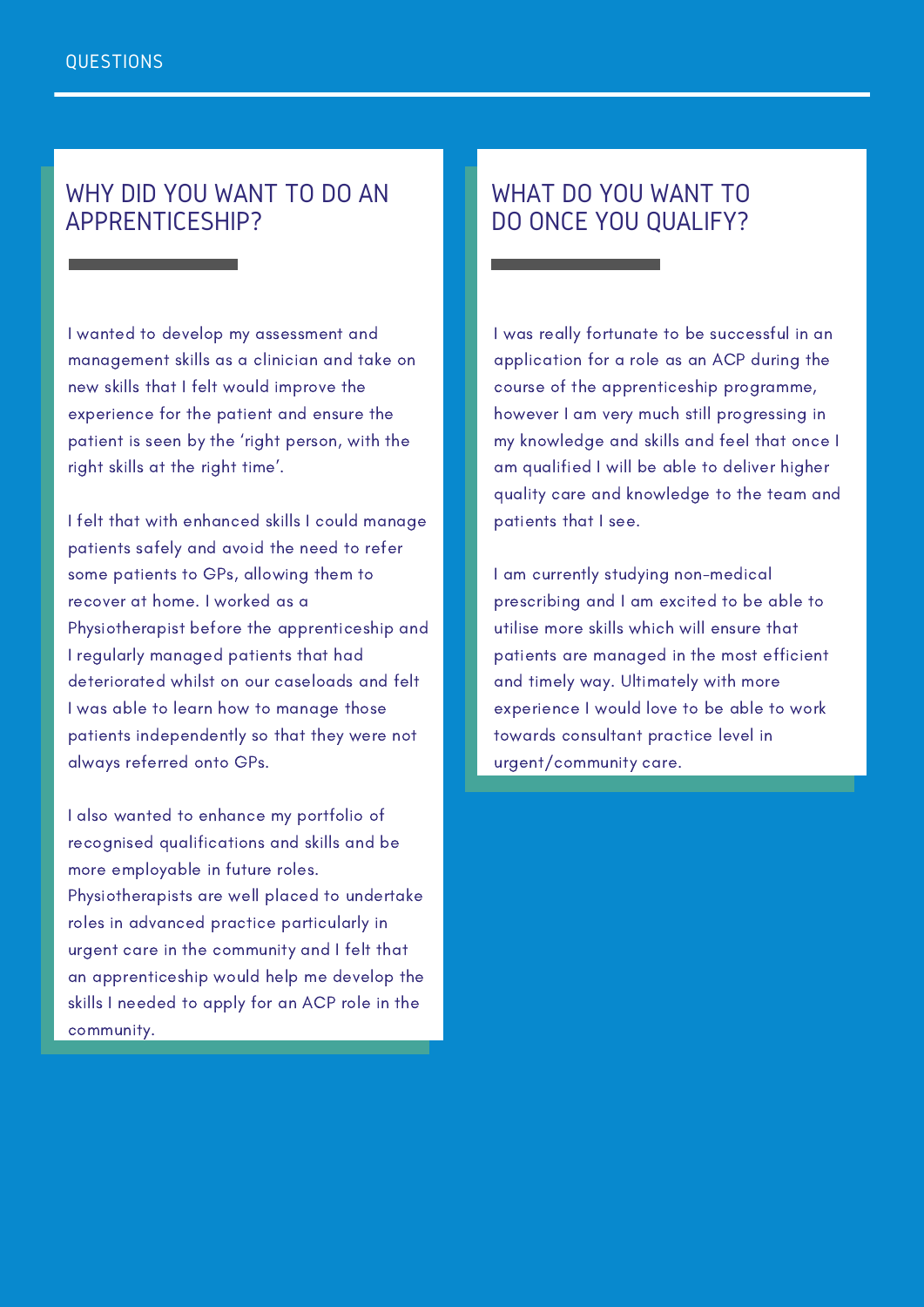QUESTIONS

## WHY DID YOU WANT TO DO AN APPRENTICESHIP?

I wanted to develop my assessment and management skills as a clinician and take on new skills that I felt would improve the experience for the patient and ensure the patient is seen by the 'right person, with the right skills at the right time'.

I felt that with enhanced skills I could manage patients safely and avoid the need to refer some patients to GPs, allowing them to recover at home. I worked as a Physiotherapist before the apprenticeship and I regularly managed patients that had deteriorated whilst on our caseloads and felt I was able to learn how to manage those patients independently so that they were not always referred onto GPs.

I also wanted to enhance my portfolio of recognised qualifications and skills and be more employable in future roles. Physiotherapists are well placed to undertake roles in advanced practice particularly in urgent care in the community and I felt that an apprenticeship would help me develop the skills I needed to apply for an ACP role in the community.

## WHAT DO YOU WANT TO DO ONCE YOU QUALIFY?

I was really fortunate to be successful in an application for a role as an ACP during the course of the apprenticeship programme, however I am very much still progressing in my knowledge and skills and feel that once I am qualified I will be able to deliver higher quality care and knowledge to the team and patients that I see.

I am currently studying non-medical prescribing and I am excited to be able to utilise more skills which will ensure that patients are managed in the most efficient and timely way. Ultimately with more experience I would love to be able to work towards consultant practice level in urgent/community care.